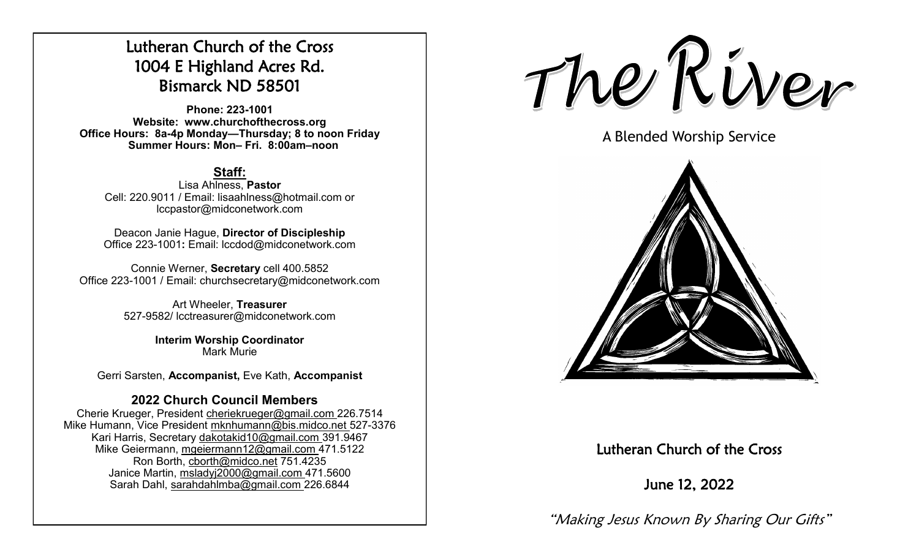# Lutheran Church of the Cross
## 1004 E Highland Acres Rd.
## Bismarck ND 58501

**Phone: 223-1001**
**Website: www.churchofthecross.org**
**Office Hours: 8a-4p Monday—Thursday; 8 to noon Friday**
**Summer Hours: Mon– Fri. 8:00am–noon**

### Staff:

Lisa Ahlness, **Pastor**
Cell: 220.9011 / Email: lisaahlness@hotmail.com or lccpastor@midconetwork.com

Deacon Janie Hague, **Director of Discipleship**
Office 223-1001**:** Email: lccdod@midconetwork.com

Connie Werner, **Secretary** cell 400.5852
Office 223-1001 / Email: churchsecretary@midconetwork.com

Art Wheeler, **Treasurer**
527-9582/ lcctreasurer@midconetwork.com

**Interim Worship Coordinator**
Mark Murie

Gerri Sarsten, **Accompanist,** Eve Kath, **Accompanist**

### 2022 Church Council Members

Cherie Krueger, President cheriekrueger@gmail.com 226.7514
Mike Humann, Vice President mknhumann@bis.midco.net 527-3376
Kari Harris, Secretary dakotakid10@gmail.com 391.9467
Mike Geiermann, mgeiermann12@gmail.com 471.5122
Ron Borth, cborth@midco.net 751.4235
Janice Martin, msladyj2000@gmail.com 471.5600
Sarah Dahl, sarahdahlmba@gmail.com 226.6844

# The River

A Blended Worship Service

## Lutheran Church of the Cross

## June 12, 2022

*"Making Jesus Known By Sharing Our Gifts"*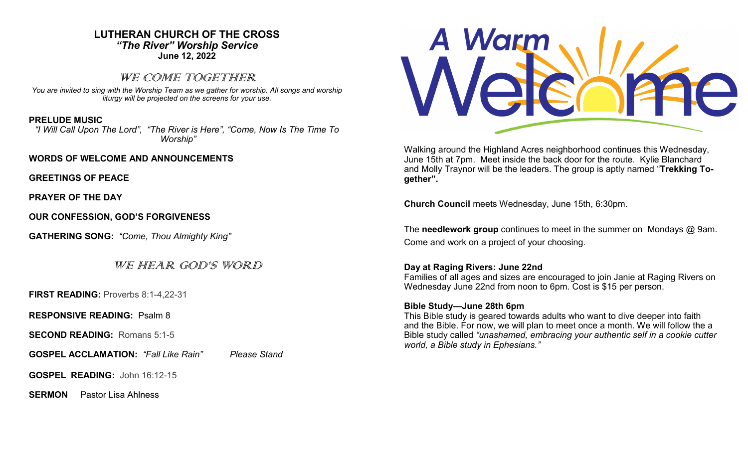# LUTHERAN CHURCH OF THE CROSS
***"The River" Worship Service***
**June 12, 2022**

## WE COME TOGETHER

*You are invited to sing with the Worship Team as we gather for worship. All songs and worship liturgy will be projected on the screens for your use.*

**PRELUDE MUSIC**
*"I Will Call Upon The Lord", "The River is Here", "Come, Now Is The Time To Worship"*

**WORDS OF WELCOME AND ANNOUNCEMENTS**

**GREETINGS OF PEACE**

**PRAYER OF THE DAY**

**OUR CONFESSION, GOD'S FORGIVENESS**

**GATHERING SONG:** *"Come, Thou Almighty King"*

## WE HEAR GOD'S WORD

**FIRST READING:** Proverbs 8:1-4,22-31

**RESPONSIVE READING:** Psalm 8

**SECOND READING:** Romans 5:1-5

**GOSPEL ACCLAMATION:** *"Fall Like Rain"* *Please Stand*

**GOSPEL READING:** John 16:12-15

**SERMON** Pastor Lisa Ahlness

# A Warm Welcome

Walking around the Highland Acres neighborhood continues this Wednesday, June 15th at 7pm. Meet inside the back door for the route. Kylie Blanchard and Molly Traynor will be the leaders. The group is aptly named "**Trekking Together".**

**Church Council** meets Wednesday, June 15th, 6:30pm.

The **needlework group** continues to meet in the summer on Mondays @ 9am. Come and work on a project of your choosing.

**Day at Raging Rivers: June 22nd**
Families of all ages and sizes are encouraged to join Janie at Raging Rivers on Wednesday June 22nd from noon to 6pm. Cost is $15 per person.

**Bible Study—June 28th 6pm**
This Bible study is geared towards adults who want to dive deeper into faith and the Bible. For now, we will plan to meet once a month. We will follow the a Bible study called *"unashamed, embracing your authentic self in a cookie cutter world, a Bible study in Ephesians."*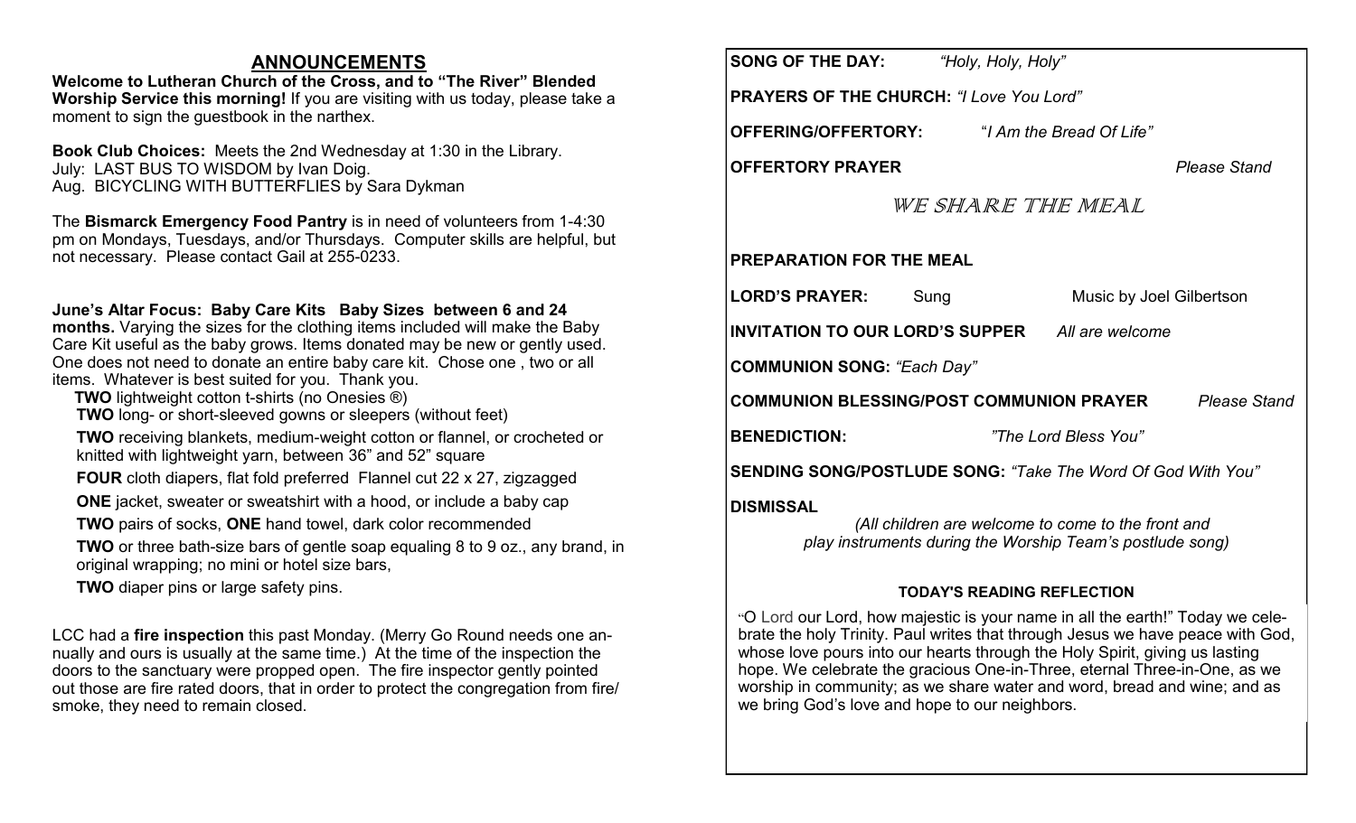## ANNOUNCEMENTS

**Welcome to Lutheran Church of the Cross, and to "The River" Blended Worship Service this morning!** If you are visiting with us today, please take a moment to sign the guestbook in the narthex.

**Book Club Choices:** Meets the 2nd Wednesday at 1:30 in the Library.
July: LAST BUS TO WISDOM by Ivan Doig.
Aug. BICYCLING WITH BUTTERFLIES by Sara Dykman

The **Bismarck Emergency Food Pantry** is in need of volunteers from 1-4:30 pm on Mondays, Tuesdays, and/or Thursdays. Computer skills are helpful, but not necessary. Please contact Gail at 255-0233.

**June's Altar Focus: Baby Care Kits Baby Sizes between 6 and 24 months.** Varying the sizes for the clothing items included will make the Baby Care Kit useful as the baby grows. Items donated may be new or gently used. One does not need to donate an entire baby care kit. Chose one , two or all items. Whatever is best suited for you. Thank you.

- **TWO** lightweight cotton t-shirts (no Onesies ®)
- **TWO** long- or short-sleeved gowns or sleepers (without feet)
- **TWO** receiving blankets, medium-weight cotton or flannel, or crocheted or knitted with lightweight yarn, between 36" and 52" square
- **FOUR** cloth diapers, flat fold preferred Flannel cut 22 x 27, zigzagged
- **ONE** jacket, sweater or sweatshirt with a hood, or include a baby cap
- **TWO** pairs of socks, **ONE** hand towel, dark color recommended
- **TWO** or three bath-size bars of gentle soap equaling 8 to 9 oz., any brand, in original wrapping; no mini or hotel size bars,
- **TWO** diaper pins or large safety pins.

LCC had a **fire inspection** this past Monday. (Merry Go Round needs one annually and ours is usually at the same time.) At the time of the inspection the doors to the sanctuary were propped open. The fire inspector gently pointed out those are fire rated doors, that in order to protect the congregation from fire/smoke, they need to remain closed.

**SONG OF THE DAY:** *"Holy, Holy, Holy"*

**PRAYERS OF THE CHURCH:** *"I Love You Lord"*

**OFFERING/OFFERTORY:** "*I Am the Bread Of Life"*

**OFFERTORY PRAYER** *Please Stand*

## WE SHARE THE MEAL

**PREPARATION FOR THE MEAL**

**LORD'S PRAYER:** Sung Music by Joel Gilbertson

**INVITATION TO OUR LORD'S SUPPER** *All are welcome*

**COMMUNION SONG:** *"Each Day"*

**COMMUNION BLESSING/POST COMMUNION PRAYER** *Please Stand*

**BENEDICTION:** *"The Lord Bless You"*

**SENDING SONG/POSTLUDE SONG:** *"Take The Word Of God With You"*

**DISMISSAL**

*(All children are welcome to come to the front and play instruments during the Worship Team's postlude song)*

### TODAY'S READING REFLECTION

"O Lord our Lord, how majestic is your name in all the earth!" Today we celebrate the holy Trinity. Paul writes that through Jesus we have peace with God, whose love pours into our hearts through the Holy Spirit, giving us lasting hope. We celebrate the gracious One-in-Three, eternal Three-in-One, as we worship in community; as we share water and word, bread and wine; and as we bring God's love and hope to our neighbors.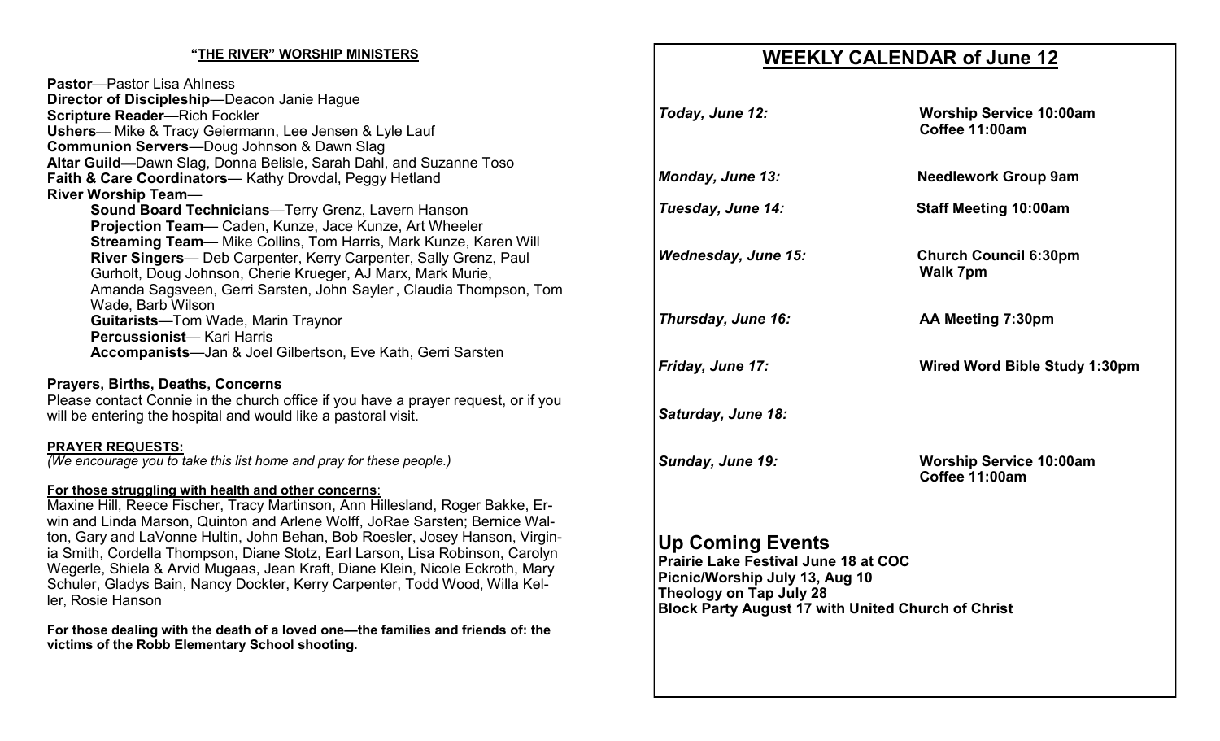**"THE RIVER" WORSHIP MINISTERS**

**Pastor**—Pastor Lisa Ahlness
**Director of Discipleship**—Deacon Janie Hague
**Scripture Reader**—Rich Fockler
**Ushers**— Mike & Tracy Geiermann, Lee Jensen & Lyle Lauf
**Communion Servers**—Doug Johnson & Dawn Slag
**Altar Guild**—Dawn Slag, Donna Belisle, Sarah Dahl, and Suzanne Toso
**Faith & Care Coordinators**— Kathy Drovdal, Peggy Hetland
**River Worship Team**—

- **Sound Board Technicians**—Terry Grenz, Lavern Hanson
- **Projection Team**— Caden, Kunze, Jace Kunze, Art Wheeler
- **Streaming Team**— Mike Collins, Tom Harris, Mark Kunze, Karen Will
- **River Singers**— Deb Carpenter, Kerry Carpenter, Sally Grenz, Paul Gurholt, Doug Johnson, Cherie Krueger, AJ Marx, Mark Murie, Amanda Sagsveen, Gerri Sarsten, John Sayler, Claudia Thompson, Tom Wade, Barb Wilson
- **Guitarists**—Tom Wade, Marin Traynor
- **Percussionist**— Kari Harris
- **Accompanists**—Jan & Joel Gilbertson, Eve Kath, Gerri Sarsten

**Prayers, Births, Deaths, Concerns**

Please contact Connie in the church office if you have a prayer request, or if you will be entering the hospital and would like a pastoral visit.

**PRAYER REQUESTS:**

*(We encourage you to take this list home and pray for these people.)*

**For those struggling with health and other concerns**:

Maxine Hill, Reece Fischer, Tracy Martinson, Ann Hillesland, Roger Bakke, Erwin and Linda Marson, Quinton and Arlene Wolff, JoRae Sarsten; Bernice Walton, Gary and LaVonne Hultin, John Behan, Bob Roesler, Josey Hanson, Virginia Smith, Cordella Thompson, Diane Stotz, Earl Larson, Lisa Robinson, Carolyn Wegerle, Shiela & Arvid Mugaas, Jean Kraft, Diane Klein, Nicole Eckroth, Mary Schuler, Gladys Bain, Nancy Dockter, Kerry Carpenter, Todd Wood, Willa Keller, Rosie Hanson

**For those dealing with the death of a loved one—the families and friends of: the victims of the Robb Elementary School shooting.**

## WEEKLY CALENDAR of June 12

| | |
|---|---|
| *Today, June 12:* | **Worship Service 10:00am**<br>**Coffee 11:00am** |
| *Monday, June 13:* | **Needlework Group 9am** |
| *Tuesday, June 14:* | **Staff Meeting 10:00am** |
| *Wednesday, June 15:* | **Church Council 6:30pm**<br>**Walk 7pm** |
| *Thursday, June 16:* | **AA Meeting 7:30pm** |
| *Friday, June 17:* | **Wired Word Bible Study 1:30pm** |
| *Saturday, June 18:* | |
| *Sunday, June 19:* | **Worship Service 10:00am**<br>**Coffee 11:00am** |

## Up Coming Events

**Prairie Lake Festival June 18 at COC**
**Picnic/Worship July 13, Aug 10**
**Theology on Tap July 28**
**Block Party August 17 with United Church of Christ**